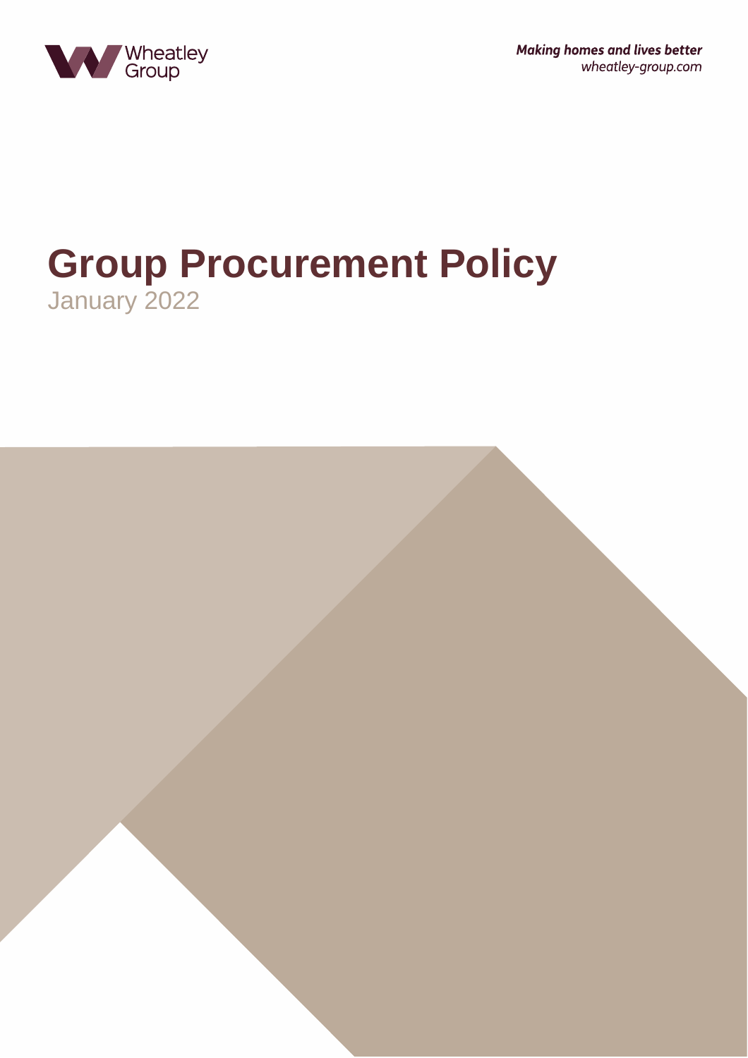Wheatley Group

*Making homes and lives better*
*wheatley-group.com*

# Group Procurement Policy

January 2022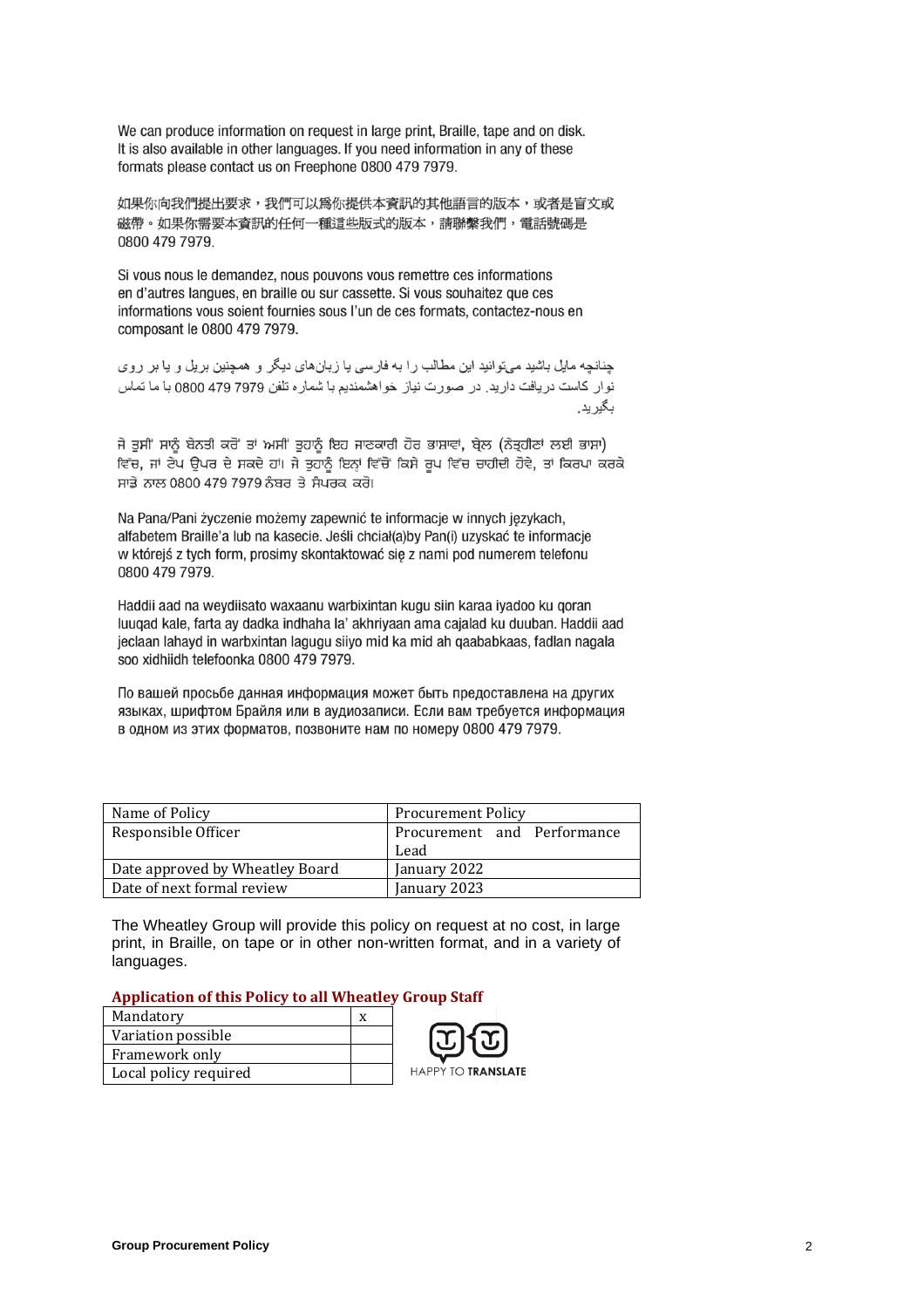We can produce information on request in large print, Braille, tape and on disk. It is also available in other languages. If you need information in any of these formats please contact us on Freephone 0800 479 7979.

如果你向我們提出要求，我們可以爲你提供本資訊的其他語言的版本，或者是盲文或磁帶。如果你需要本資訊的任何一種這些版式的版本，請聯繫我們，電話號碼是0800 479 7979.

Si vous nous le demandez, nous pouvons vous remettre ces informations en d'autres langues, en braille ou sur cassette. Si vous souhaitez que ces informations vous soient fournies sous l'un de ces formats, contactez-nous en composant le 0800 479 7979.

چنانچه مایل باشید می‌توانید این مطالب را به فارسی یا زبان‌های دیگر و همچنین بریل و یا بر روی نوار کاست دریافت دارید. در صورت نیاز خواهشمندیم با شماره تلفن 0800 479 7979 با ما تماس بگیرید.

ਜੇ ਤੁਸੀਂ ਸਾਨੂੰ ਬੇਨਤੀ ਕਰੋਂ ਤਾਂ ਅਸੀਂ ਤੁਹਾਨੂੰ ਇਹ ਜਾਣਕਾਰੀ ਹੋਰ ਭਾਸ਼ਾਵਾਂ, ਬ੍ਰੇਲ (ਨੇਤ੍ਰਹੀਣਾਂ ਲਈ ਭਾਸ਼ਾ) ਵਿੱਚ, ਜਾਂ ਟੇਪ ਉਪਰ ਦੇ ਸਕਦੇ ਹਾਂ। ਜੇ ਤੁਹਾਨੂੰ ਇਨ੍ਹਾਂ ਵਿੱਚੋਂ ਕਿਸੇ ਰੂਪ ਵਿੱਚ ਚਾਹੀਦੀ ਹੋਵੇ, ਤਾਂ ਕਿਰਪਾ ਕਰਕੇ ਸਾਡੇ ਨਾਲ 0800 479 7979 ਨੰਬਰ ਤੇ ਸੰਪਰਕ ਕਰੋ।

Na Pana/Pani życzenie możemy zapewnić te informacje w innych językach, alfabetem Braille'a lub na kasecie. Jeśli chciał(a)by Pan(i) uzyskać te informacje w którejś z tych form, prosimy skontaktować się z nami pod numerem telefonu 0800 479 7979.

Haddii aad na weydiisato waxaanu warbixintan kugu siin karaa iyadoo ku qoran luuqad kale, farta ay dadka indhaha la' akhriyaan ama cajalad ku duuban. Haddii aad jeclaan lahayd in warbixintan lagugu siiyo mid ka mid ah qaababkaas, fadlan nagala soo xidhiidh telefoonka 0800 479 7979.

По вашей просьбе данная информация может быть предоставлена на других языках, шрифтом Брайля или в аудиозаписи. Если вам требуется информация в одном из этих форматов, позвоните нам по номеру 0800 479 7979.

| Name of Policy | Procurement Policy |
|---|---|
| Responsible Officer | Procurement and Performance Lead |
| Date approved by Wheatley Board | January 2022 |
| Date of next formal review | January 2023 |

The Wheatley Group will provide this policy on request at no cost, in large print, in Braille, on tape or in other non-written format, and in a variety of languages.

**Application of this Policy to all Wheatley Group Staff**

| Mandatory | x |
|---|---|
| Variation possible | |
| Framework only | |
| Local policy required | |

HAPPY TO **TRANSLATE**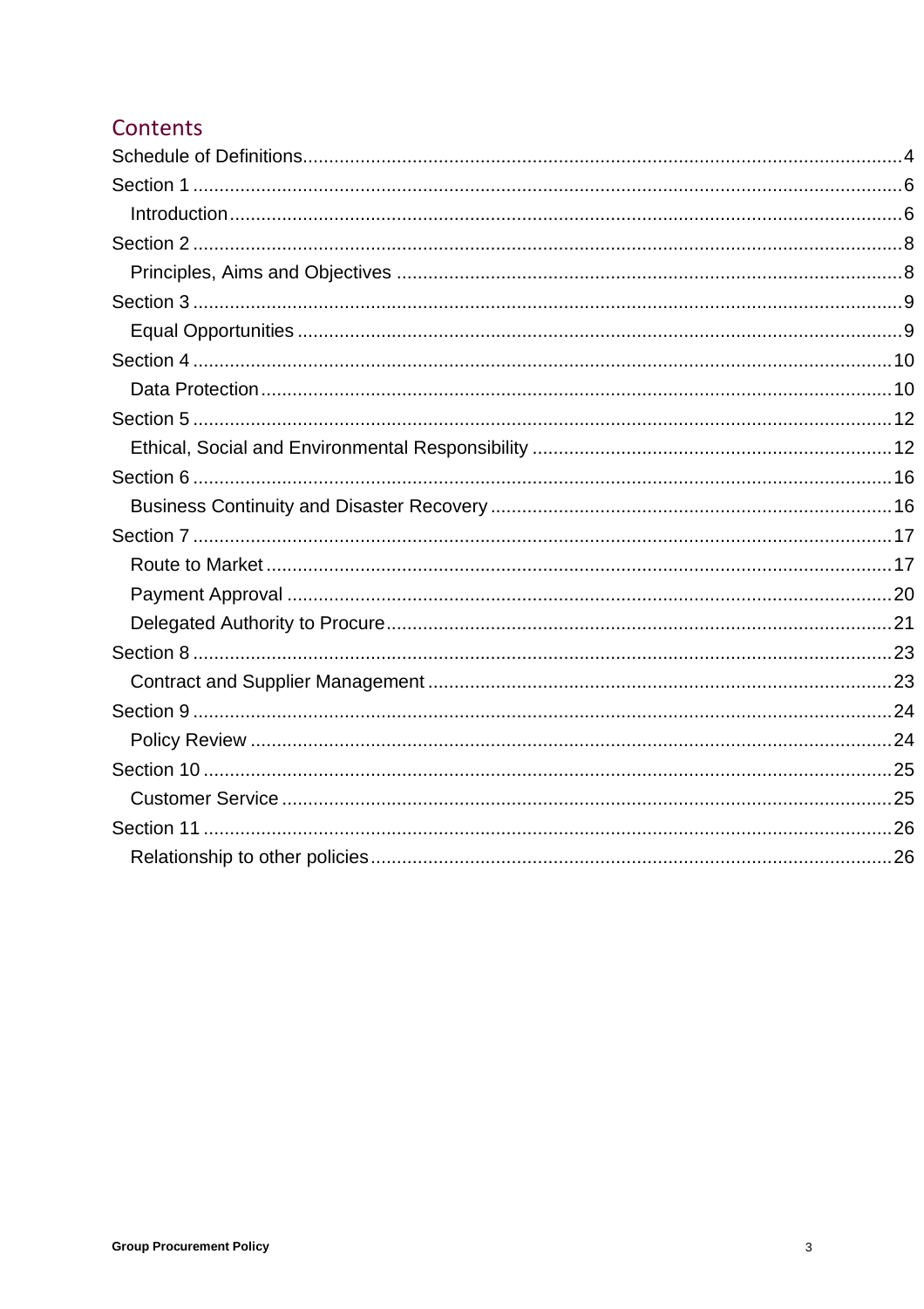## Contents

Schedule of Definitions....4

Section 1....6

- Introduction....6

Section 2....8

- Principles, Aims and Objectives....8

Section 3....9

- Equal Opportunities....9

Section 4....10

- Data Protection....10

Section 5....12

- Ethical, Social and Environmental Responsibility....12

Section 6....16

- Business Continuity and Disaster Recovery....16

Section 7....17

- Route to Market....17
- Payment Approval....20
- Delegated Authority to Procure....21

Section 8....23

- Contract and Supplier Management....23

Section 9....24

- Policy Review....24

Section 10....25

- Customer Service....25

Section 11....26

- Relationship to other policies....26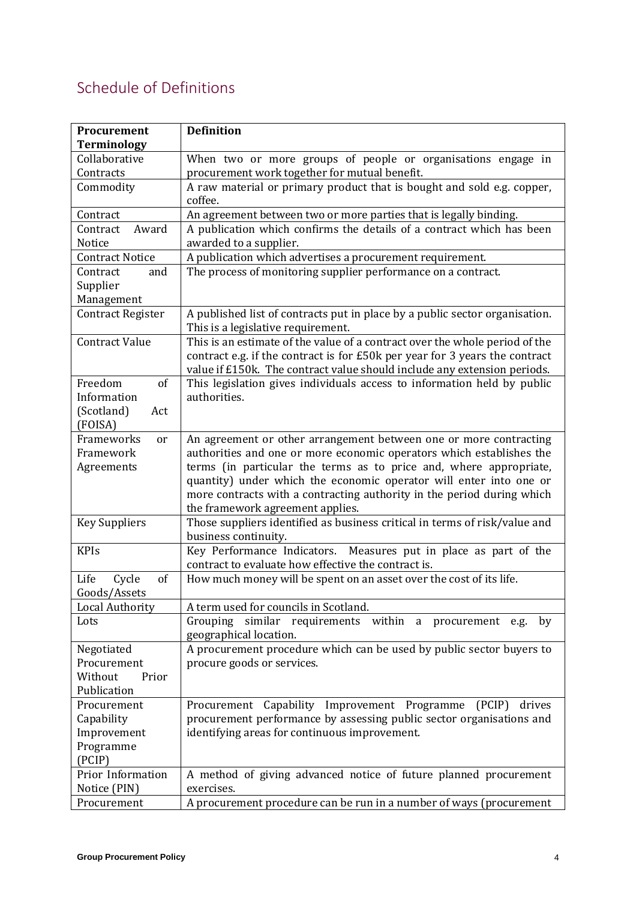## Schedule of Definitions

| Procurement Terminology | Definition |
|---|---|
| Collaborative Contracts | When two or more groups of people or organisations engage in procurement work together for mutual benefit. |
| Commodity | A raw material or primary product that is bought and sold e.g. copper, coffee. |
| Contract | An agreement between two or more parties that is legally binding. |
| Contract Award Notice | A publication which confirms the details of a contract which has been awarded to a supplier. |
| Contract Notice | A publication which advertises a procurement requirement. |
| Contract and Supplier Management | The process of monitoring supplier performance on a contract. |
| Contract Register | A published list of contracts put in place by a public sector organisation. This is a legislative requirement. |
| Contract Value | This is an estimate of the value of a contract over the whole period of the contract e.g. if the contract is for £50k per year for 3 years the contract value if £150k. The contract value should include any extension periods. |
| Freedom of Information (Scotland) Act (FOISA) | This legislation gives individuals access to information held by public authorities. |
| Frameworks or Framework Agreements | An agreement or other arrangement between one or more contracting authorities and one or more economic operators which establishes the terms (in particular the terms as to price and, where appropriate, quantity) under which the economic operator will enter into one or more contracts with a contracting authority in the period during which the framework agreement applies. |
| Key Suppliers | Those suppliers identified as business critical in terms of risk/value and business continuity. |
| KPIs | Key Performance Indicators. Measures put in place as part of the contract to evaluate how effective the contract is. |
| Life Cycle of Goods/Assets | How much money will be spent on an asset over the cost of its life. |
| Local Authority | A term used for councils in Scotland. |
| Lots | Grouping similar requirements within a procurement e.g. by geographical location. |
| Negotiated Procurement Without Prior Publication | A procurement procedure which can be used by public sector buyers to procure goods or services. |
| Procurement Capability Improvement Programme (PCIP) | Procurement Capability Improvement Programme (PCIP) drives procurement performance by assessing public sector organisations and identifying areas for continuous improvement. |
| Prior Information Notice (PIN) | A method of giving advanced notice of future planned procurement exercises. |
| Procurement | A procurement procedure can be run in a number of ways (procurement |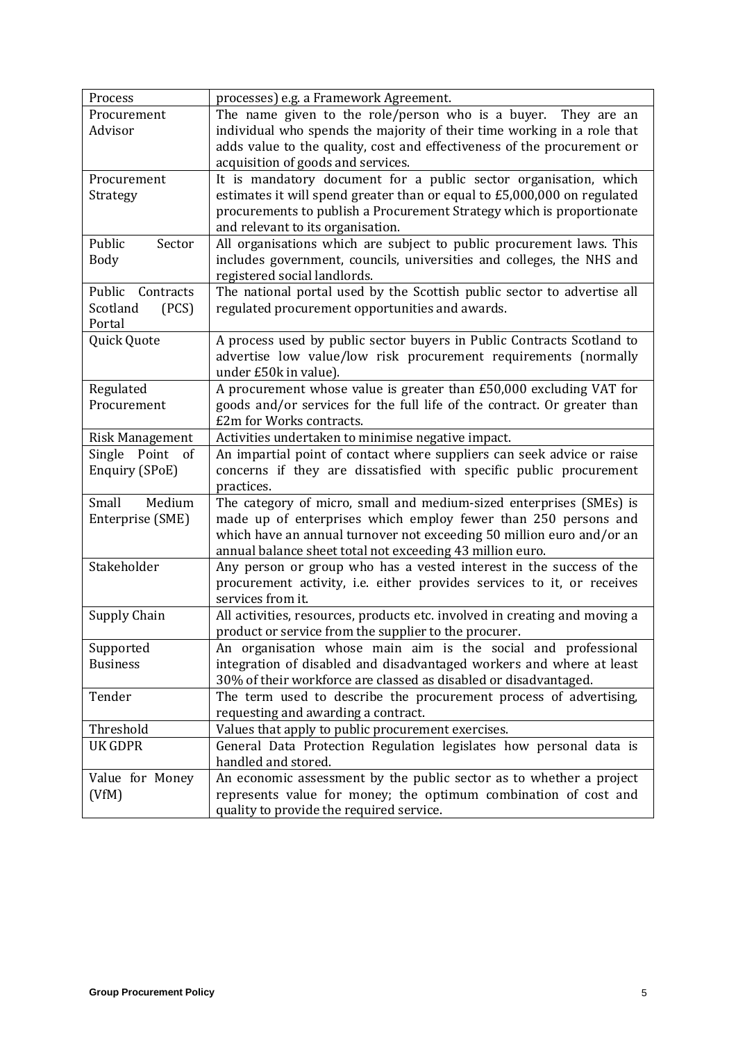| | |
|---|---|
| Process | processes) e.g. a Framework Agreement. |
| Procurement Advisor | The name given to the role/person who is a buyer. They are an individual who spends the majority of their time working in a role that adds value to the quality, cost and effectiveness of the procurement or acquisition of goods and services. |
| Procurement Strategy | It is mandatory document for a public sector organisation, which estimates it will spend greater than or equal to £5,000,000 on regulated procurements to publish a Procurement Strategy which is proportionate and relevant to its organisation. |
| Public Sector Body | All organisations which are subject to public procurement laws. This includes government, councils, universities and colleges, the NHS and registered social landlords. |
| Public Contracts Scotland (PCS) Portal | The national portal used by the Scottish public sector to advertise all regulated procurement opportunities and awards. |
| Quick Quote | A process used by public sector buyers in Public Contracts Scotland to advertise low value/low risk procurement requirements (normally under £50k in value). |
| Regulated Procurement | A procurement whose value is greater than £50,000 excluding VAT for goods and/or services for the full life of the contract. Or greater than £2m for Works contracts. |
| Risk Management | Activities undertaken to minimise negative impact. |
| Single Point of Enquiry (SPoE) | An impartial point of contact where suppliers can seek advice or raise concerns if they are dissatisfied with specific public procurement practices. |
| Small Medium Enterprise (SME) | The category of micro, small and medium-sized enterprises (SMEs) is made up of enterprises which employ fewer than 250 persons and which have an annual turnover not exceeding 50 million euro and/or an annual balance sheet total not exceeding 43 million euro. |
| Stakeholder | Any person or group who has a vested interest in the success of the procurement activity, i.e. either provides services to it, or receives services from it. |
| Supply Chain | All activities, resources, products etc. involved in creating and moving a product or service from the supplier to the procurer. |
| Supported Business | An organisation whose main aim is the social and professional integration of disabled and disadvantaged workers and where at least 30% of their workforce are classed as disabled or disadvantaged. |
| Tender | The term used to describe the procurement process of advertising, requesting and awarding a contract. |
| Threshold | Values that apply to public procurement exercises. |
| UK GDPR | General Data Protection Regulation legislates how personal data is handled and stored. |
| Value for Money (VfM) | An economic assessment by the public sector as to whether a project represents value for money; the optimum combination of cost and quality to provide the required service. |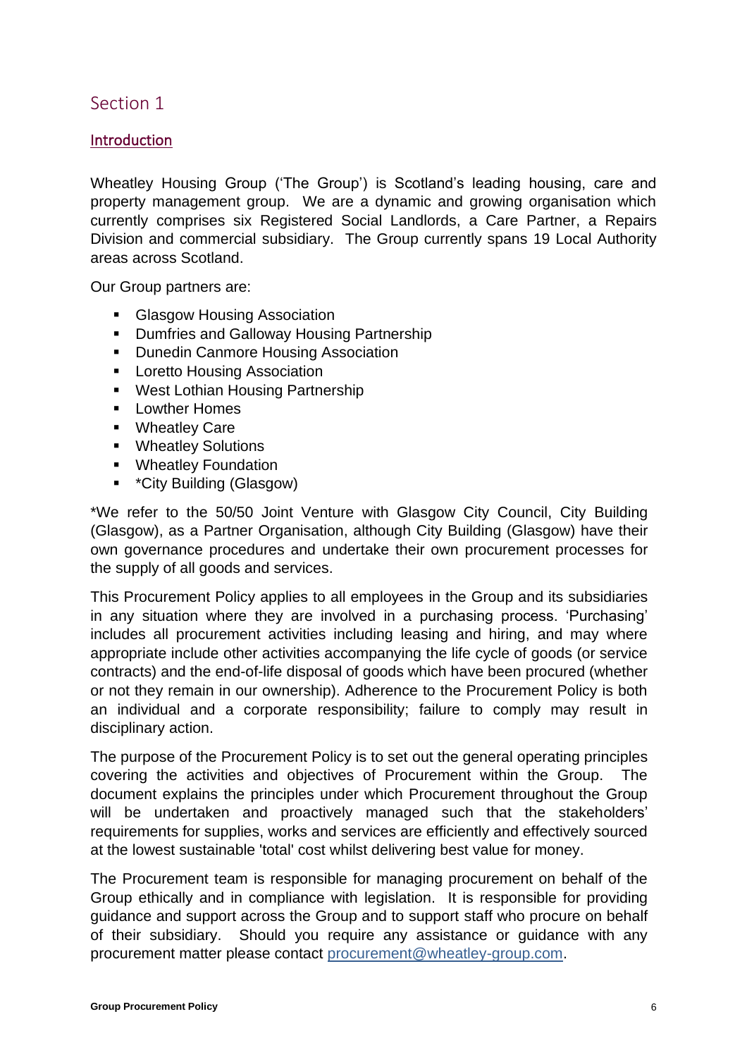## Section 1

### Introduction

Wheatley Housing Group ('The Group') is Scotland's leading housing, care and property management group. We are a dynamic and growing organisation which currently comprises six Registered Social Landlords, a Care Partner, a Repairs Division and commercial subsidiary. The Group currently spans 19 Local Authority areas across Scotland.

Our Group partners are:

- Glasgow Housing Association
- Dumfries and Galloway Housing Partnership
- Dunedin Canmore Housing Association
- Loretto Housing Association
- West Lothian Housing Partnership
- Lowther Homes
- Wheatley Care
- Wheatley Solutions
- Wheatley Foundation
- *City Building (Glasgow)

*We refer to the 50/50 Joint Venture with Glasgow City Council, City Building (Glasgow), as a Partner Organisation, although City Building (Glasgow) have their own governance procedures and undertake their own procurement processes for the supply of all goods and services.

This Procurement Policy applies to all employees in the Group and its subsidiaries in any situation where they are involved in a purchasing process. 'Purchasing' includes all procurement activities including leasing and hiring, and may where appropriate include other activities accompanying the life cycle of goods (or service contracts) and the end-of-life disposal of goods which have been procured (whether or not they remain in our ownership). Adherence to the Procurement Policy is both an individual and a corporate responsibility; failure to comply may result in disciplinary action.

The purpose of the Procurement Policy is to set out the general operating principles covering the activities and objectives of Procurement within the Group. The document explains the principles under which Procurement throughout the Group will be undertaken and proactively managed such that the stakeholders' requirements for supplies, works and services are efficiently and effectively sourced at the lowest sustainable 'total' cost whilst delivering best value for money.

The Procurement team is responsible for managing procurement on behalf of the Group ethically and in compliance with legislation. It is responsible for providing guidance and support across the Group and to support staff who procure on behalf of their subsidiary. Should you require any assistance or guidance with any procurement matter please contact procurement@wheatley-group.com.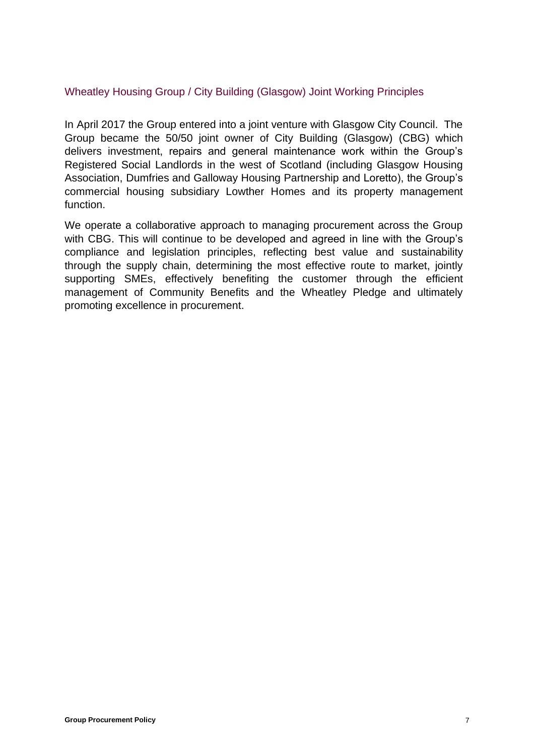## Wheatley Housing Group / City Building (Glasgow) Joint Working Principles

In April 2017 the Group entered into a joint venture with Glasgow City Council. The Group became the 50/50 joint owner of City Building (Glasgow) (CBG) which delivers investment, repairs and general maintenance work within the Group's Registered Social Landlords in the west of Scotland (including Glasgow Housing Association, Dumfries and Galloway Housing Partnership and Loretto), the Group's commercial housing subsidiary Lowther Homes and its property management function.

We operate a collaborative approach to managing procurement across the Group with CBG. This will continue to be developed and agreed in line with the Group's compliance and legislation principles, reflecting best value and sustainability through the supply chain, determining the most effective route to market, jointly supporting SMEs, effectively benefiting the customer through the efficient management of Community Benefits and the Wheatley Pledge and ultimately promoting excellence in procurement.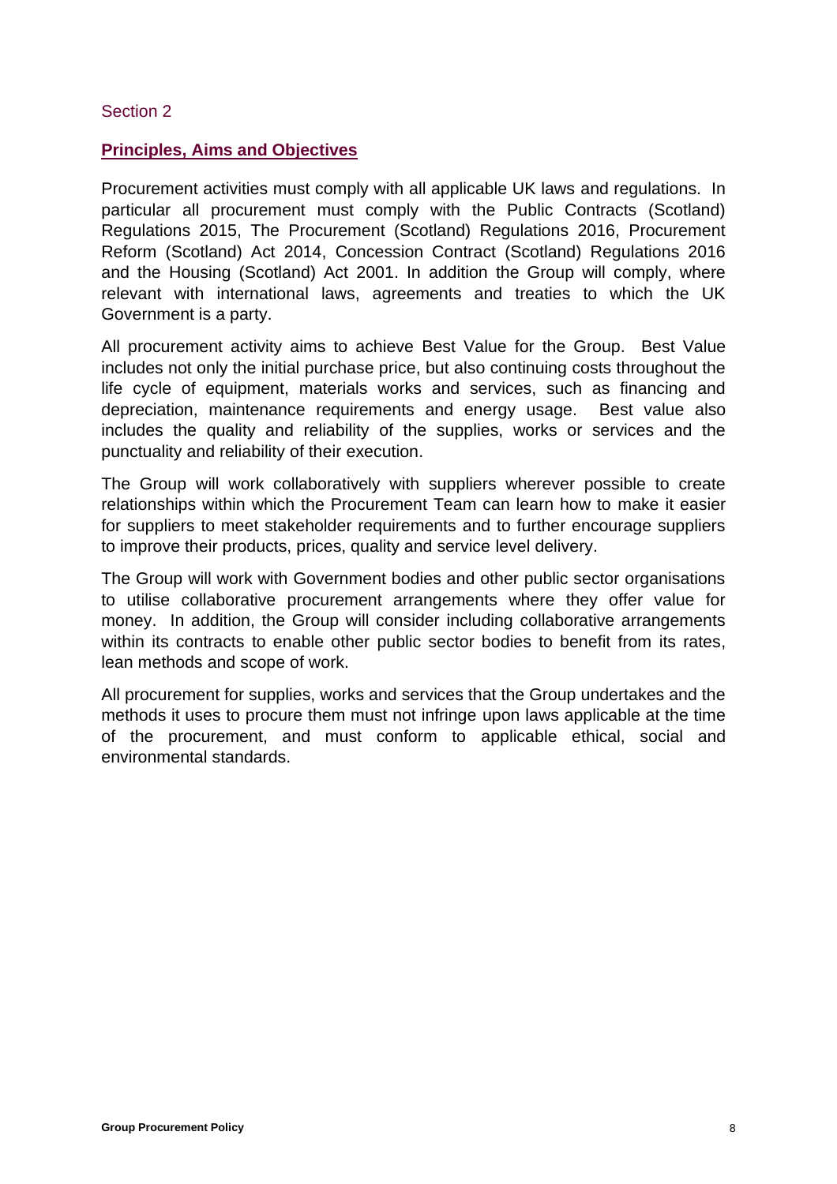Section 2

## Principles, Aims and Objectives

Procurement activities must comply with all applicable UK laws and regulations. In particular all procurement must comply with the Public Contracts (Scotland) Regulations 2015, The Procurement (Scotland) Regulations 2016, Procurement Reform (Scotland) Act 2014, Concession Contract (Scotland) Regulations 2016 and the Housing (Scotland) Act 2001. In addition the Group will comply, where relevant with international laws, agreements and treaties to which the UK Government is a party.

All procurement activity aims to achieve Best Value for the Group. Best Value includes not only the initial purchase price, but also continuing costs throughout the life cycle of equipment, materials works and services, such as financing and depreciation, maintenance requirements and energy usage. Best value also includes the quality and reliability of the supplies, works or services and the punctuality and reliability of their execution.

The Group will work collaboratively with suppliers wherever possible to create relationships within which the Procurement Team can learn how to make it easier for suppliers to meet stakeholder requirements and to further encourage suppliers to improve their products, prices, quality and service level delivery.

The Group will work with Government bodies and other public sector organisations to utilise collaborative procurement arrangements where they offer value for money. In addition, the Group will consider including collaborative arrangements within its contracts to enable other public sector bodies to benefit from its rates, lean methods and scope of work.

All procurement for supplies, works and services that the Group undertakes and the methods it uses to procure them must not infringe upon laws applicable at the time of the procurement, and must conform to applicable ethical, social and environmental standards.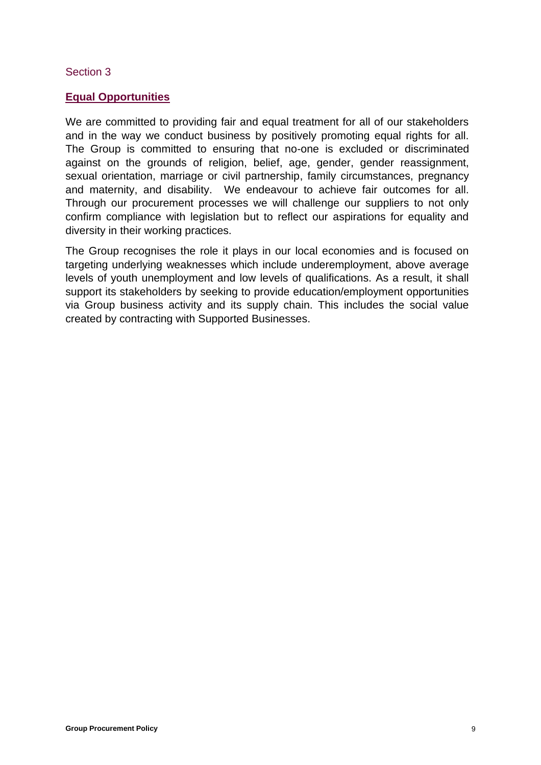Section 3

## Equal Opportunities

We are committed to providing fair and equal treatment for all of our stakeholders and in the way we conduct business by positively promoting equal rights for all. The Group is committed to ensuring that no-one is excluded or discriminated against on the grounds of religion, belief, age, gender, gender reassignment, sexual orientation, marriage or civil partnership, family circumstances, pregnancy and maternity, and disability. We endeavour to achieve fair outcomes for all. Through our procurement processes we will challenge our suppliers to not only confirm compliance with legislation but to reflect our aspirations for equality and diversity in their working practices.

The Group recognises the role it plays in our local economies and is focused on targeting underlying weaknesses which include underemployment, above average levels of youth unemployment and low levels of qualifications. As a result, it shall support its stakeholders by seeking to provide education/employment opportunities via Group business activity and its supply chain. This includes the social value created by contracting with Supported Businesses.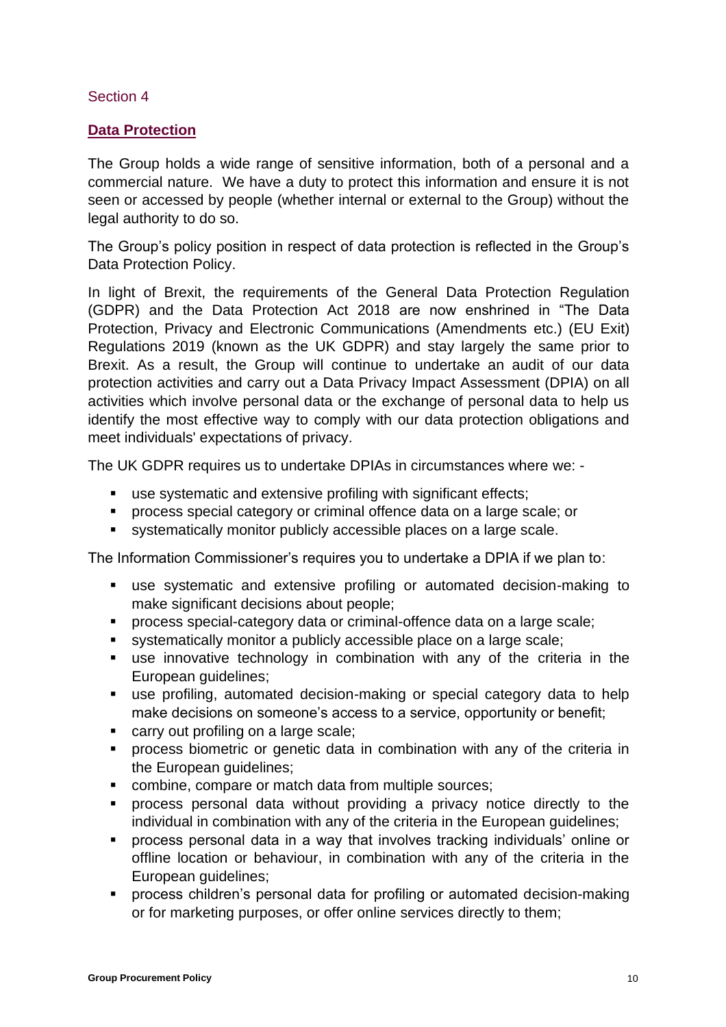Section 4

## Data Protection

The Group holds a wide range of sensitive information, both of a personal and a commercial nature. We have a duty to protect this information and ensure it is not seen or accessed by people (whether internal or external to the Group) without the legal authority to do so.

The Group's policy position in respect of data protection is reflected in the Group's Data Protection Policy.

In light of Brexit, the requirements of the General Data Protection Regulation (GDPR) and the Data Protection Act 2018 are now enshrined in "The Data Protection, Privacy and Electronic Communications (Amendments etc.) (EU Exit) Regulations 2019 (known as the UK GDPR) and stay largely the same prior to Brexit. As a result, the Group will continue to undertake an audit of our data protection activities and carry out a Data Privacy Impact Assessment (DPIA) on all activities which involve personal data or the exchange of personal data to help us identify the most effective way to comply with our data protection obligations and meet individuals' expectations of privacy.

The UK GDPR requires us to undertake DPIAs in circumstances where we: -

- use systematic and extensive profiling with significant effects;
- process special category or criminal offence data on a large scale; or
- systematically monitor publicly accessible places on a large scale.

The Information Commissioner's requires you to undertake a DPIA if we plan to:

- use systematic and extensive profiling or automated decision-making to make significant decisions about people;
- process special-category data or criminal-offence data on a large scale;
- systematically monitor a publicly accessible place on a large scale;
- use innovative technology in combination with any of the criteria in the European guidelines;
- use profiling, automated decision-making or special category data to help make decisions on someone's access to a service, opportunity or benefit;
- carry out profiling on a large scale;
- process biometric or genetic data in combination with any of the criteria in the European guidelines;
- combine, compare or match data from multiple sources;
- process personal data without providing a privacy notice directly to the individual in combination with any of the criteria in the European guidelines;
- process personal data in a way that involves tracking individuals' online or offline location or behaviour, in combination with any of the criteria in the European guidelines;
- process children's personal data for profiling or automated decision-making or for marketing purposes, or offer online services directly to them;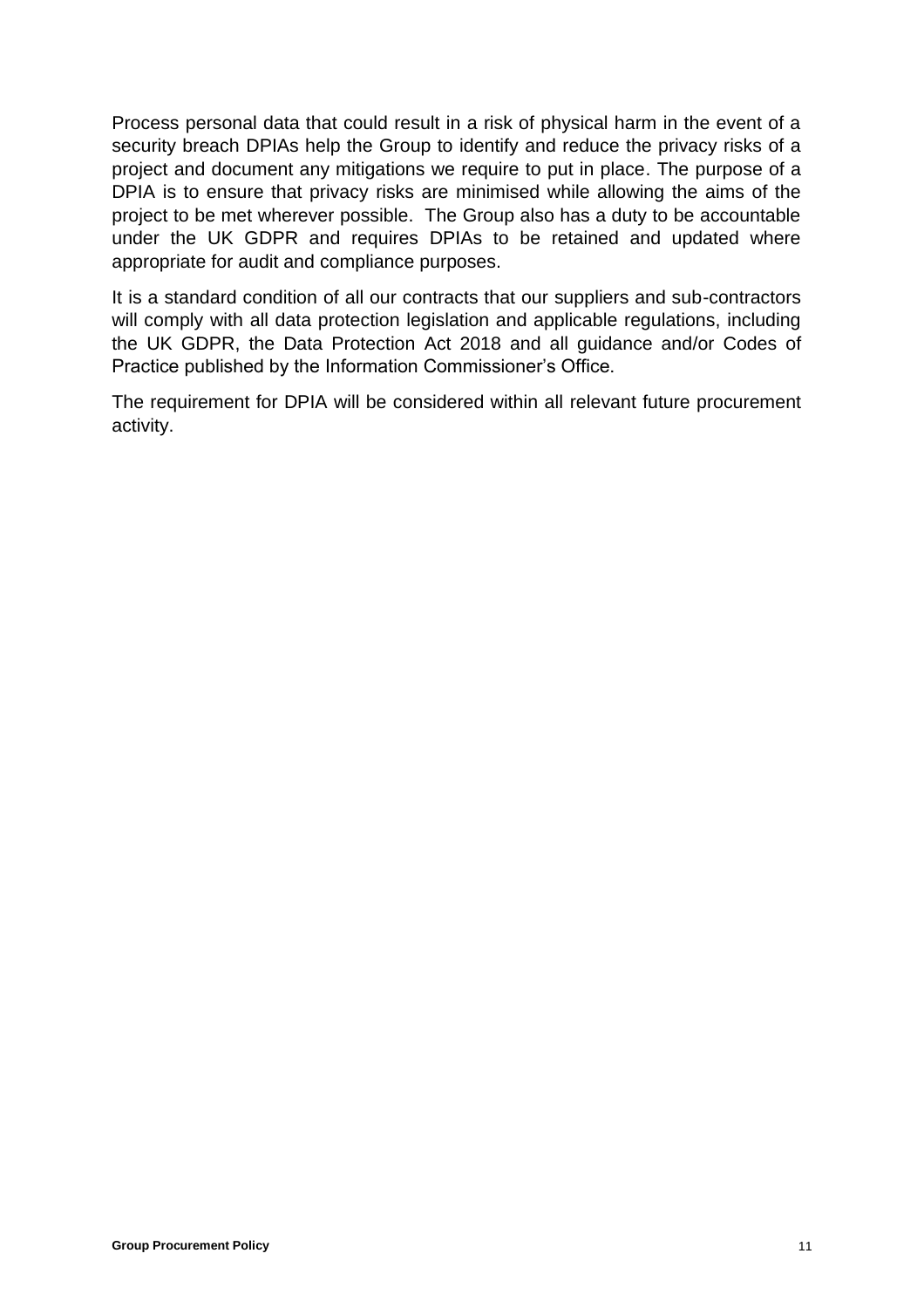Process personal data that could result in a risk of physical harm in the event of a security breach DPIAs help the Group to identify and reduce the privacy risks of a project and document any mitigations we require to put in place. The purpose of a DPIA is to ensure that privacy risks are minimised while allowing the aims of the project to be met wherever possible. The Group also has a duty to be accountable under the UK GDPR and requires DPIAs to be retained and updated where appropriate for audit and compliance purposes.

It is a standard condition of all our contracts that our suppliers and sub-contractors will comply with all data protection legislation and applicable regulations, including the UK GDPR, the Data Protection Act 2018 and all guidance and/or Codes of Practice published by the Information Commissioner's Office.

The requirement for DPIA will be considered within all relevant future procurement activity.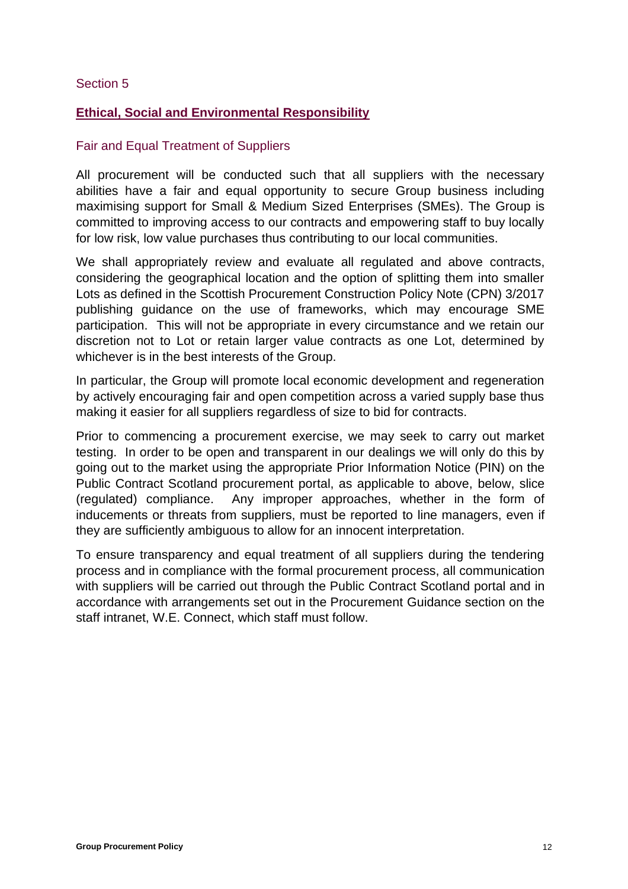Section 5

## **Ethical, Social and Environmental Responsibility**

### Fair and Equal Treatment of Suppliers

All procurement will be conducted such that all suppliers with the necessary abilities have a fair and equal opportunity to secure Group business including maximising support for Small & Medium Sized Enterprises (SMEs). The Group is committed to improving access to our contracts and empowering staff to buy locally for low risk, low value purchases thus contributing to our local communities.

We shall appropriately review and evaluate all regulated and above contracts, considering the geographical location and the option of splitting them into smaller Lots as defined in the Scottish Procurement Construction Policy Note (CPN) 3/2017 publishing guidance on the use of frameworks, which may encourage SME participation. This will not be appropriate in every circumstance and we retain our discretion not to Lot or retain larger value contracts as one Lot, determined by whichever is in the best interests of the Group.

In particular, the Group will promote local economic development and regeneration by actively encouraging fair and open competition across a varied supply base thus making it easier for all suppliers regardless of size to bid for contracts.

Prior to commencing a procurement exercise, we may seek to carry out market testing. In order to be open and transparent in our dealings we will only do this by going out to the market using the appropriate Prior Information Notice (PIN) on the Public Contract Scotland procurement portal, as applicable to above, below, slice (regulated) compliance. Any improper approaches, whether in the form of inducements or threats from suppliers, must be reported to line managers, even if they are sufficiently ambiguous to allow for an innocent interpretation.

To ensure transparency and equal treatment of all suppliers during the tendering process and in compliance with the formal procurement process, all communication with suppliers will be carried out through the Public Contract Scotland portal and in accordance with arrangements set out in the Procurement Guidance section on the staff intranet, W.E. Connect, which staff must follow.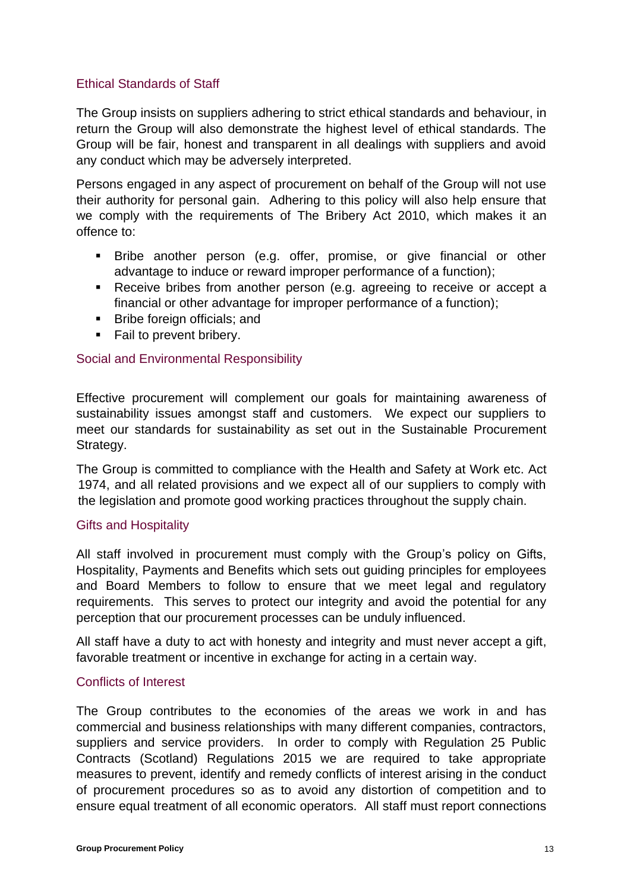## Ethical Standards of Staff

The Group insists on suppliers adhering to strict ethical standards and behaviour, in return the Group will also demonstrate the highest level of ethical standards. The Group will be fair, honest and transparent in all dealings with suppliers and avoid any conduct which may be adversely interpreted.

Persons engaged in any aspect of procurement on behalf of the Group will not use their authority for personal gain. Adhering to this policy will also help ensure that we comply with the requirements of The Bribery Act 2010, which makes it an offence to:

- Bribe another person (e.g. offer, promise, or give financial or other advantage to induce or reward improper performance of a function);
- Receive bribes from another person (e.g. agreeing to receive or accept a financial or other advantage for improper performance of a function);
- Bribe foreign officials; and
- Fail to prevent bribery.

## Social and Environmental Responsibility

Effective procurement will complement our goals for maintaining awareness of sustainability issues amongst staff and customers. We expect our suppliers to meet our standards for sustainability as set out in the Sustainable Procurement Strategy.

The Group is committed to compliance with the Health and Safety at Work etc. Act 1974, and all related provisions and we expect all of our suppliers to comply with the legislation and promote good working practices throughout the supply chain.

## Gifts and Hospitality

All staff involved in procurement must comply with the Group's policy on Gifts, Hospitality, Payments and Benefits which sets out guiding principles for employees and Board Members to follow to ensure that we meet legal and regulatory requirements. This serves to protect our integrity and avoid the potential for any perception that our procurement processes can be unduly influenced.

All staff have a duty to act with honesty and integrity and must never accept a gift, favorable treatment or incentive in exchange for acting in a certain way.

## Conflicts of Interest

The Group contributes to the economies of the areas we work in and has commercial and business relationships with many different companies, contractors, suppliers and service providers. In order to comply with Regulation 25 Public Contracts (Scotland) Regulations 2015 we are required to take appropriate measures to prevent, identify and remedy conflicts of interest arising in the conduct of procurement procedures so as to avoid any distortion of competition and to ensure equal treatment of all economic operators. All staff must report connections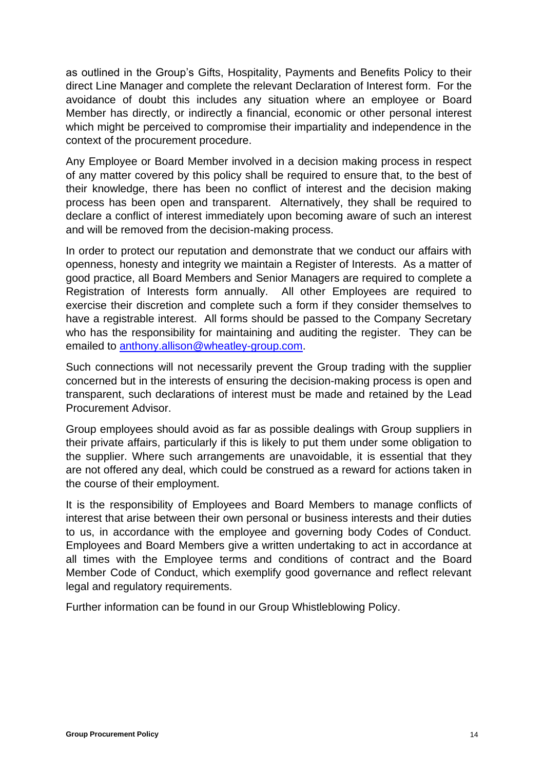as outlined in the Group's Gifts, Hospitality, Payments and Benefits Policy to their direct Line Manager and complete the relevant Declaration of Interest form. For the avoidance of doubt this includes any situation where an employee or Board Member has directly, or indirectly a financial, economic or other personal interest which might be perceived to compromise their impartiality and independence in the context of the procurement procedure.

Any Employee or Board Member involved in a decision making process in respect of any matter covered by this policy shall be required to ensure that, to the best of their knowledge, there has been no conflict of interest and the decision making process has been open and transparent. Alternatively, they shall be required to declare a conflict of interest immediately upon becoming aware of such an interest and will be removed from the decision-making process.

In order to protect our reputation and demonstrate that we conduct our affairs with openness, honesty and integrity we maintain a Register of Interests. As a matter of good practice, all Board Members and Senior Managers are required to complete a Registration of Interests form annually. All other Employees are required to exercise their discretion and complete such a form if they consider themselves to have a registrable interest. All forms should be passed to the Company Secretary who has the responsibility for maintaining and auditing the register. They can be emailed to [anthony.allison@wheatley-group.com](mailto:anthony.allison@wheatley-group.com).

Such connections will not necessarily prevent the Group trading with the supplier concerned but in the interests of ensuring the decision-making process is open and transparent, such declarations of interest must be made and retained by the Lead Procurement Advisor.

Group employees should avoid as far as possible dealings with Group suppliers in their private affairs, particularly if this is likely to put them under some obligation to the supplier. Where such arrangements are unavoidable, it is essential that they are not offered any deal, which could be construed as a reward for actions taken in the course of their employment.

It is the responsibility of Employees and Board Members to manage conflicts of interest that arise between their own personal or business interests and their duties to us, in accordance with the employee and governing body Codes of Conduct. Employees and Board Members give a written undertaking to act in accordance at all times with the Employee terms and conditions of contract and the Board Member Code of Conduct, which exemplify good governance and reflect relevant legal and regulatory requirements.

Further information can be found in our Group Whistleblowing Policy.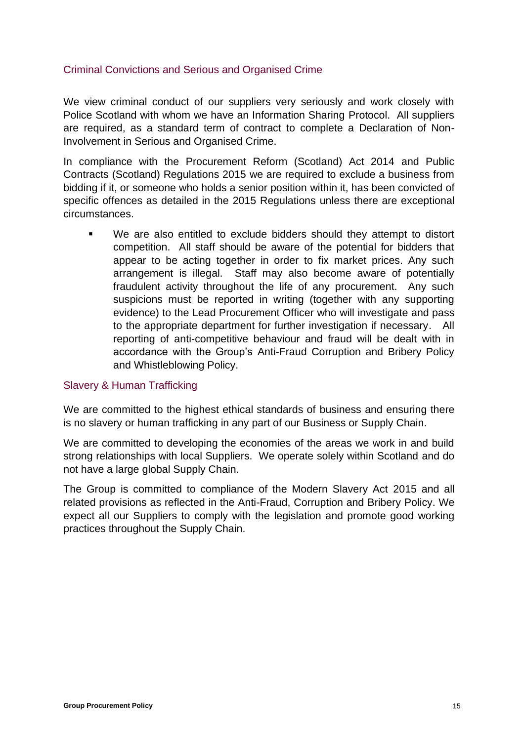## Criminal Convictions and Serious and Organised Crime

We view criminal conduct of our suppliers very seriously and work closely with Police Scotland with whom we have an Information Sharing Protocol. All suppliers are required, as a standard term of contract to complete a Declaration of Non-Involvement in Serious and Organised Crime.

In compliance with the Procurement Reform (Scotland) Act 2014 and Public Contracts (Scotland) Regulations 2015 we are required to exclude a business from bidding if it, or someone who holds a senior position within it, has been convicted of specific offences as detailed in the 2015 Regulations unless there are exceptional circumstances.

- We are also entitled to exclude bidders should they attempt to distort competition. All staff should be aware of the potential for bidders that appear to be acting together in order to fix market prices. Any such arrangement is illegal. Staff may also become aware of potentially fraudulent activity throughout the life of any procurement. Any such suspicions must be reported in writing (together with any supporting evidence) to the Lead Procurement Officer who will investigate and pass to the appropriate department for further investigation if necessary. All reporting of anti-competitive behaviour and fraud will be dealt with in accordance with the Group's Anti-Fraud Corruption and Bribery Policy and Whistleblowing Policy.

## Slavery & Human Trafficking

We are committed to the highest ethical standards of business and ensuring there is no slavery or human trafficking in any part of our Business or Supply Chain.

We are committed to developing the economies of the areas we work in and build strong relationships with local Suppliers. We operate solely within Scotland and do not have a large global Supply Chain.

The Group is committed to compliance of the Modern Slavery Act 2015 and all related provisions as reflected in the Anti-Fraud, Corruption and Bribery Policy. We expect all our Suppliers to comply with the legislation and promote good working practices throughout the Supply Chain.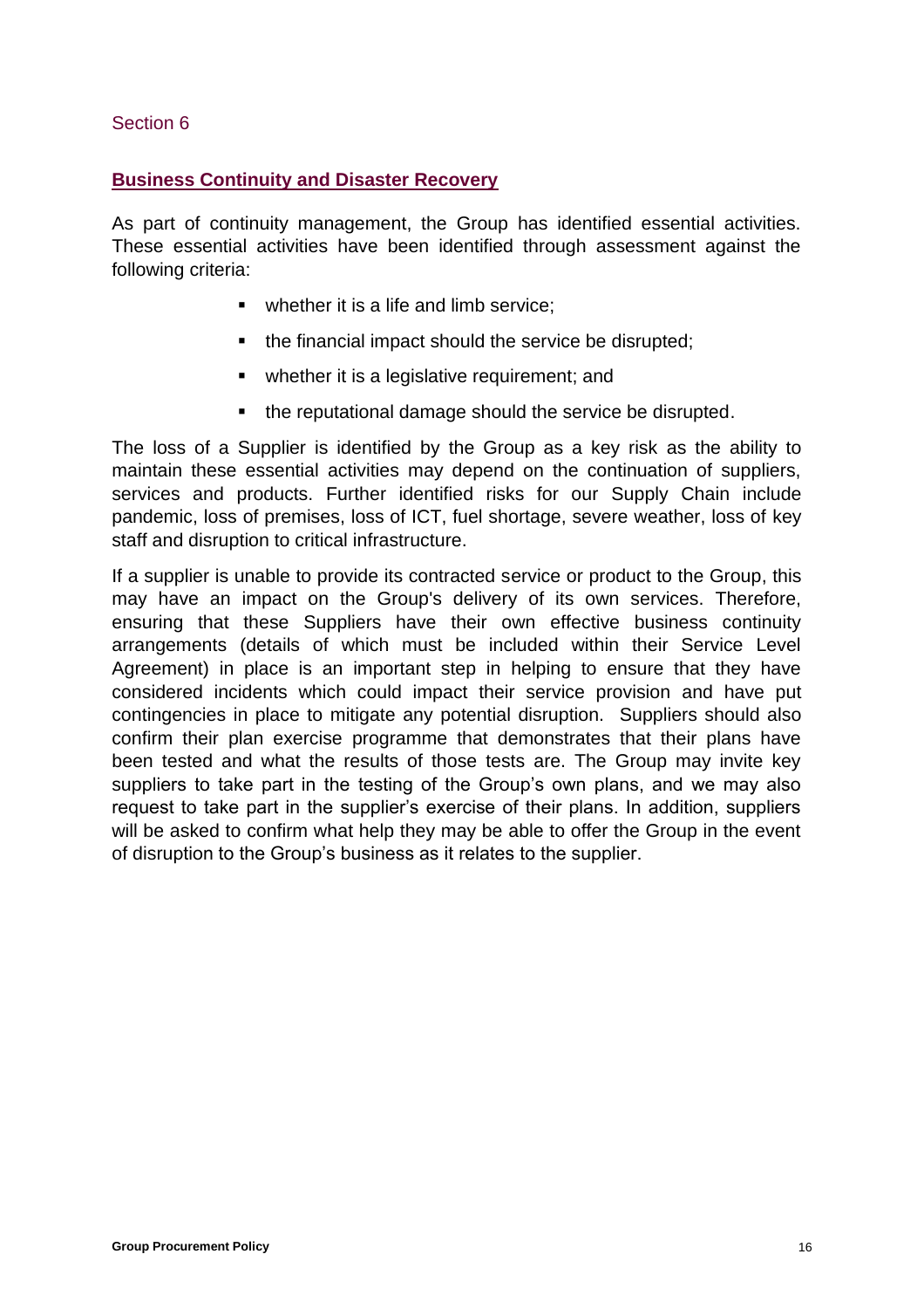Section 6

## Business Continuity and Disaster Recovery

As part of continuity management, the Group has identified essential activities. These essential activities have been identified through assessment against the following criteria:

- whether it is a life and limb service;
- the financial impact should the service be disrupted;
- whether it is a legislative requirement; and
- the reputational damage should the service be disrupted.

The loss of a Supplier is identified by the Group as a key risk as the ability to maintain these essential activities may depend on the continuation of suppliers, services and products. Further identified risks for our Supply Chain include pandemic, loss of premises, loss of ICT, fuel shortage, severe weather, loss of key staff and disruption to critical infrastructure.

If a supplier is unable to provide its contracted service or product to the Group, this may have an impact on the Group's delivery of its own services. Therefore, ensuring that these Suppliers have their own effective business continuity arrangements (details of which must be included within their Service Level Agreement) in place is an important step in helping to ensure that they have considered incidents which could impact their service provision and have put contingencies in place to mitigate any potential disruption. Suppliers should also confirm their plan exercise programme that demonstrates that their plans have been tested and what the results of those tests are. The Group may invite key suppliers to take part in the testing of the Group's own plans, and we may also request to take part in the supplier's exercise of their plans. In addition, suppliers will be asked to confirm what help they may be able to offer the Group in the event of disruption to the Group's business as it relates to the supplier.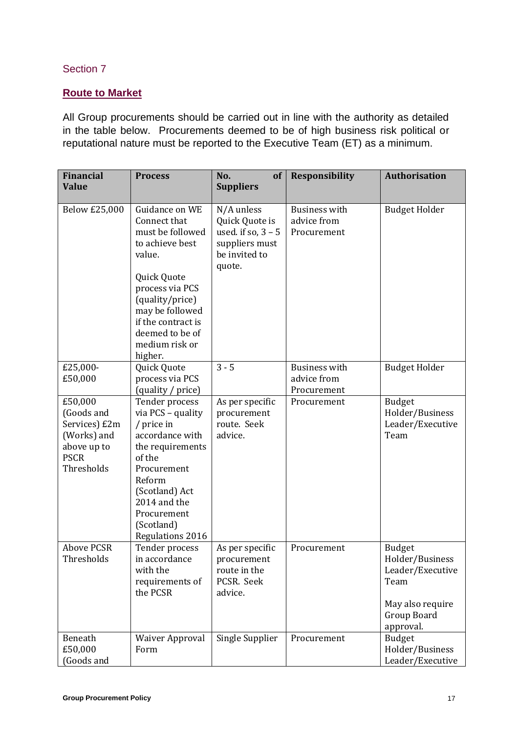Section 7

## Route to Market

All Group procurements should be carried out in line with the authority as detailed in the table below. Procurements deemed to be of high business risk political or reputational nature must be reported to the Executive Team (ET) as a minimum.

| Financial Value | Process | No. of Suppliers | Responsibility | Authorisation |
|---|---|---|---|---|
| Below £25,000 | Guidance on WE Connect that must be followed to achieve best value.<br><br>Quick Quote process via PCS (quality/price) may be followed if the contract is deemed to be of medium risk or higher. | N/A unless Quick Quote is used. if so, 3 – 5 suppliers must be invited to quote. | Business with advice from Procurement | Budget Holder |
| £25,000-£50,000 | Quick Quote process via PCS (quality / price) | 3 - 5 | Business with advice from Procurement | Budget Holder |
| £50,000 (Goods and Services) £2m (Works) and above up to PSCR Thresholds | Tender process via PCS – quality / price in accordance with the requirements of the Procurement Reform (Scotland) Act 2014 and the Procurement (Scotland) Regulations 2016 | As per specific procurement route. Seek advice. | Procurement | Budget Holder/Business Leader/Executive Team |
| Above PCSR Thresholds | Tender process in accordance with the requirements of the PCSR | As per specific procurement route in the PCSR. Seek advice. | Procurement | Budget Holder/Business Leader/Executive Team<br><br>May also require Group Board approval. |
| Beneath £50,000 (Goods and | Waiver Approval Form | Single Supplier | Procurement | Budget Holder/Business Leader/Executive |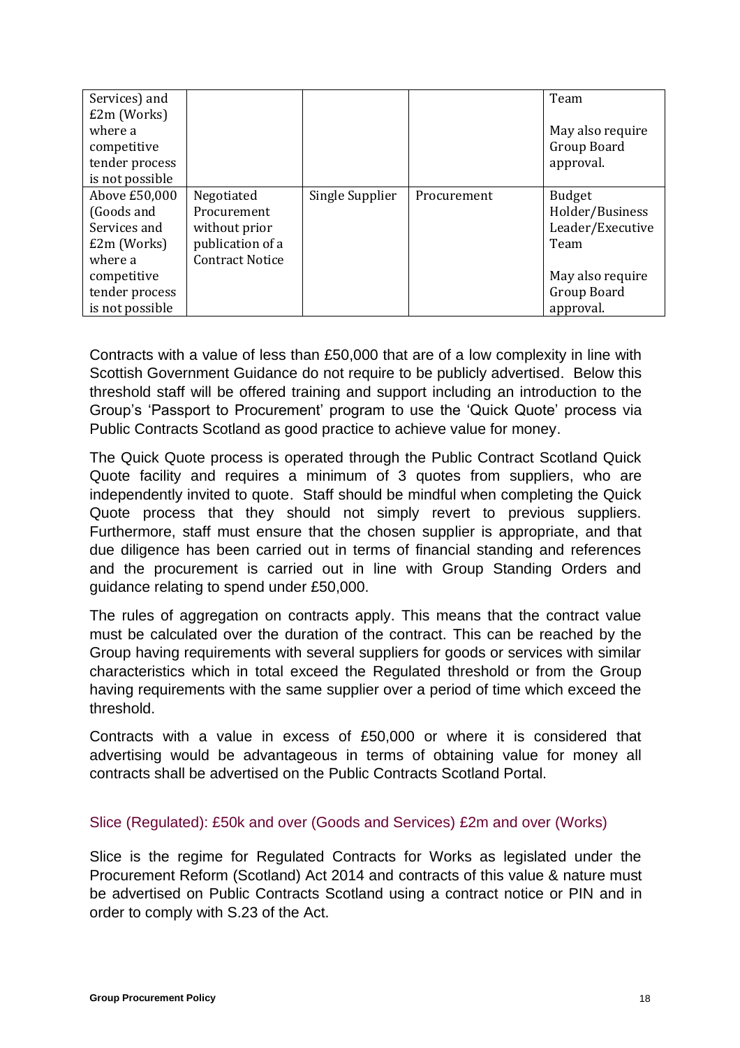| | | | | |
|---|---|---|---|---|
| Services) and £2m (Works) where a competitive tender process is not possible | | | | Team<br><br>May also require Group Board approval. |
| Above £50,000 (Goods and Services and £2m (Works) where a competitive tender process is not possible | Negotiated Procurement without prior publication of a Contract Notice | Single Supplier | Procurement | Budget Holder/Business Leader/Executive Team<br><br>May also require Group Board approval. |

Contracts with a value of less than £50,000 that are of a low complexity in line with Scottish Government Guidance do not require to be publicly advertised. Below this threshold staff will be offered training and support including an introduction to the Group's 'Passport to Procurement' program to use the 'Quick Quote' process via Public Contracts Scotland as good practice to achieve value for money.

The Quick Quote process is operated through the Public Contract Scotland Quick Quote facility and requires a minimum of 3 quotes from suppliers, who are independently invited to quote. Staff should be mindful when completing the Quick Quote process that they should not simply revert to previous suppliers. Furthermore, staff must ensure that the chosen supplier is appropriate, and that due diligence has been carried out in terms of financial standing and references and the procurement is carried out in line with Group Standing Orders and guidance relating to spend under £50,000.

The rules of aggregation on contracts apply. This means that the contract value must be calculated over the duration of the contract. This can be reached by the Group having requirements with several suppliers for goods or services with similar characteristics which in total exceed the Regulated threshold or from the Group having requirements with the same supplier over a period of time which exceed the threshold.

Contracts with a value in excess of £50,000 or where it is considered that advertising would be advantageous in terms of obtaining value for money all contracts shall be advertised on the Public Contracts Scotland Portal.

### Slice (Regulated): £50k and over (Goods and Services) £2m and over (Works)

Slice is the regime for Regulated Contracts for Works as legislated under the Procurement Reform (Scotland) Act 2014 and contracts of this value & nature must be advertised on Public Contracts Scotland using a contract notice or PIN and in order to comply with S.23 of the Act.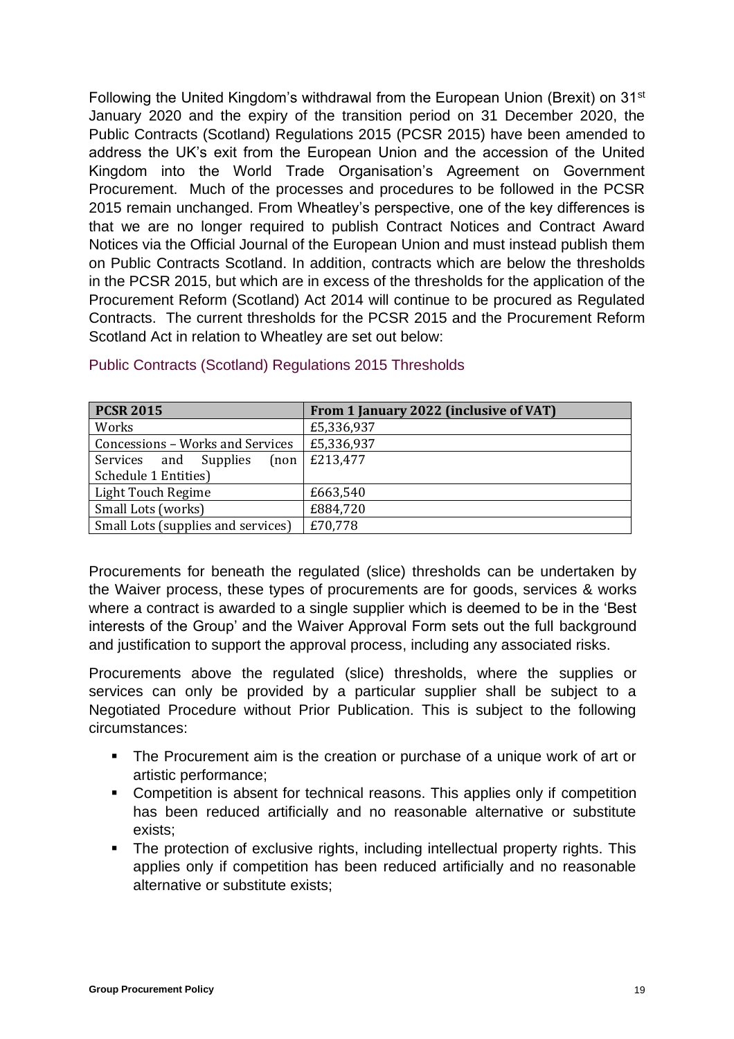Following the United Kingdom's withdrawal from the European Union (Brexit) on 31st January 2020 and the expiry of the transition period on 31 December 2020, the Public Contracts (Scotland) Regulations 2015 (PCSR 2015) have been amended to address the UK's exit from the European Union and the accession of the United Kingdom into the World Trade Organisation's Agreement on Government Procurement. Much of the processes and procedures to be followed in the PCSR 2015 remain unchanged. From Wheatley's perspective, one of the key differences is that we are no longer required to publish Contract Notices and Contract Award Notices via the Official Journal of the European Union and must instead publish them on Public Contracts Scotland. In addition, contracts which are below the thresholds in the PCSR 2015, but which are in excess of the thresholds for the application of the Procurement Reform (Scotland) Act 2014 will continue to be procured as Regulated Contracts. The current thresholds for the PCSR 2015 and the Procurement Reform Scotland Act in relation to Wheatley are set out below:

### Public Contracts (Scotland) Regulations 2015 Thresholds

| PCSR 2015 | From 1 January 2022 (inclusive of VAT) |
|---|---|
| Works | £5,336,937 |
| Concessions – Works and Services | £5,336,937 |
| Services and Supplies (non Schedule 1 Entities) | £213,477 |
| Light Touch Regime | £663,540 |
| Small Lots (works) | £884,720 |
| Small Lots (supplies and services) | £70,778 |

Procurements for beneath the regulated (slice) thresholds can be undertaken by the Waiver process, these types of procurements are for goods, services & works where a contract is awarded to a single supplier which is deemed to be in the 'Best interests of the Group' and the Waiver Approval Form sets out the full background and justification to support the approval process, including any associated risks.

Procurements above the regulated (slice) thresholds, where the supplies or services can only be provided by a particular supplier shall be subject to a Negotiated Procedure without Prior Publication. This is subject to the following circumstances:

- The Procurement aim is the creation or purchase of a unique work of art or artistic performance;
- Competition is absent for technical reasons. This applies only if competition has been reduced artificially and no reasonable alternative or substitute exists;
- The protection of exclusive rights, including intellectual property rights. This applies only if competition has been reduced artificially and no reasonable alternative or substitute exists;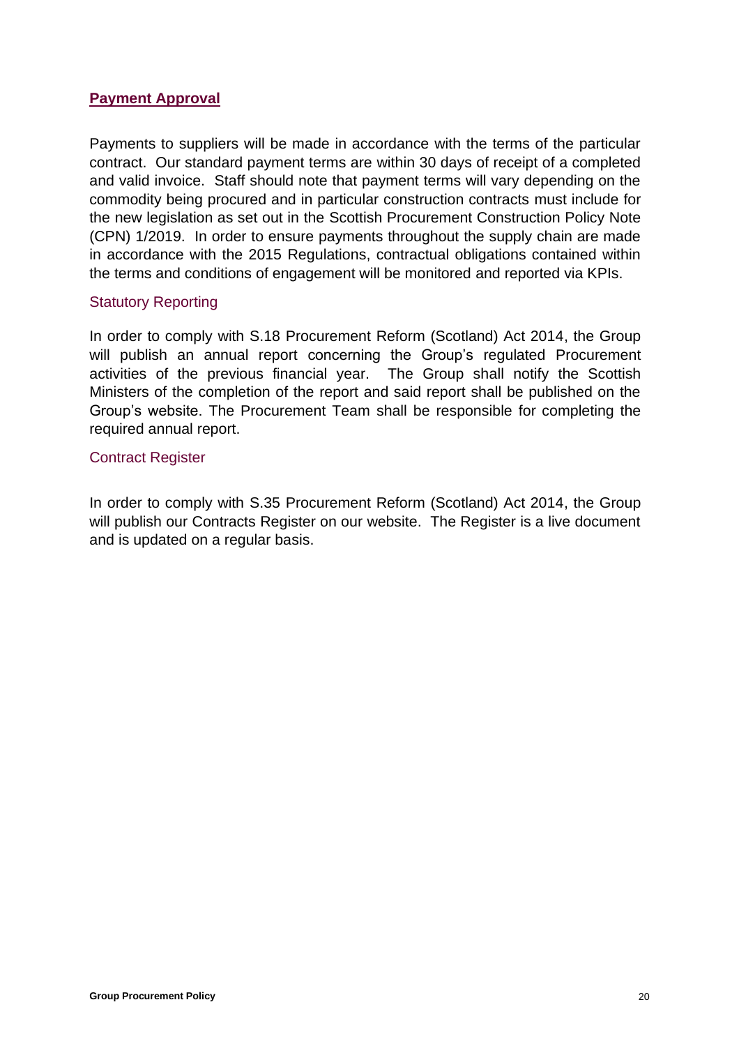## Payment Approval

Payments to suppliers will be made in accordance with the terms of the particular contract. Our standard payment terms are within 30 days of receipt of a completed and valid invoice. Staff should note that payment terms will vary depending on the commodity being procured and in particular construction contracts must include for the new legislation as set out in the Scottish Procurement Construction Policy Note (CPN) 1/2019. In order to ensure payments throughout the supply chain are made in accordance with the 2015 Regulations, contractual obligations contained within the terms and conditions of engagement will be monitored and reported via KPIs.

### Statutory Reporting

In order to comply with S.18 Procurement Reform (Scotland) Act 2014, the Group will publish an annual report concerning the Group's regulated Procurement activities of the previous financial year. The Group shall notify the Scottish Ministers of the completion of the report and said report shall be published on the Group's website. The Procurement Team shall be responsible for completing the required annual report.

### Contract Register

In order to comply with S.35 Procurement Reform (Scotland) Act 2014, the Group will publish our Contracts Register on our website. The Register is a live document and is updated on a regular basis.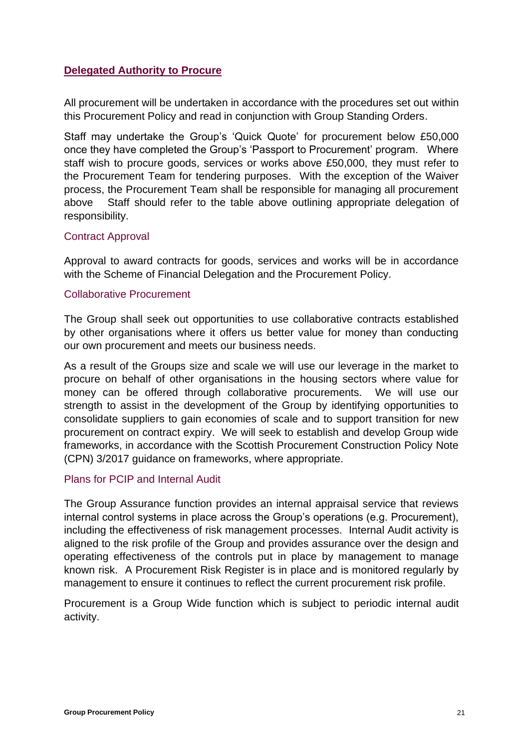## Delegated Authority to Procure

All procurement will be undertaken in accordance with the procedures set out within this Procurement Policy and read in conjunction with Group Standing Orders.

Staff may undertake the Group's 'Quick Quote' for procurement below £50,000 once they have completed the Group's 'Passport to Procurement' program. Where staff wish to procure goods, services or works above £50,000, they must refer to the Procurement Team for tendering purposes. With the exception of the Waiver process, the Procurement Team shall be responsible for managing all procurement above Staff should refer to the table above outlining appropriate delegation of responsibility.

### Contract Approval

Approval to award contracts for goods, services and works will be in accordance with the Scheme of Financial Delegation and the Procurement Policy.

### Collaborative Procurement

The Group shall seek out opportunities to use collaborative contracts established by other organisations where it offers us better value for money than conducting our own procurement and meets our business needs.

As a result of the Groups size and scale we will use our leverage in the market to procure on behalf of other organisations in the housing sectors where value for money can be offered through collaborative procurements. We will use our strength to assist in the development of the Group by identifying opportunities to consolidate suppliers to gain economies of scale and to support transition for new procurement on contract expiry. We will seek to establish and develop Group wide frameworks, in accordance with the Scottish Procurement Construction Policy Note (CPN) 3/2017 guidance on frameworks, where appropriate.

### Plans for PCIP and Internal Audit

The Group Assurance function provides an internal appraisal service that reviews internal control systems in place across the Group's operations (e.g. Procurement), including the effectiveness of risk management processes. Internal Audit activity is aligned to the risk profile of the Group and provides assurance over the design and operating effectiveness of the controls put in place by management to manage known risk. A Procurement Risk Register is in place and is monitored regularly by management to ensure it continues to reflect the current procurement risk profile.

Procurement is a Group Wide function which is subject to periodic internal audit activity.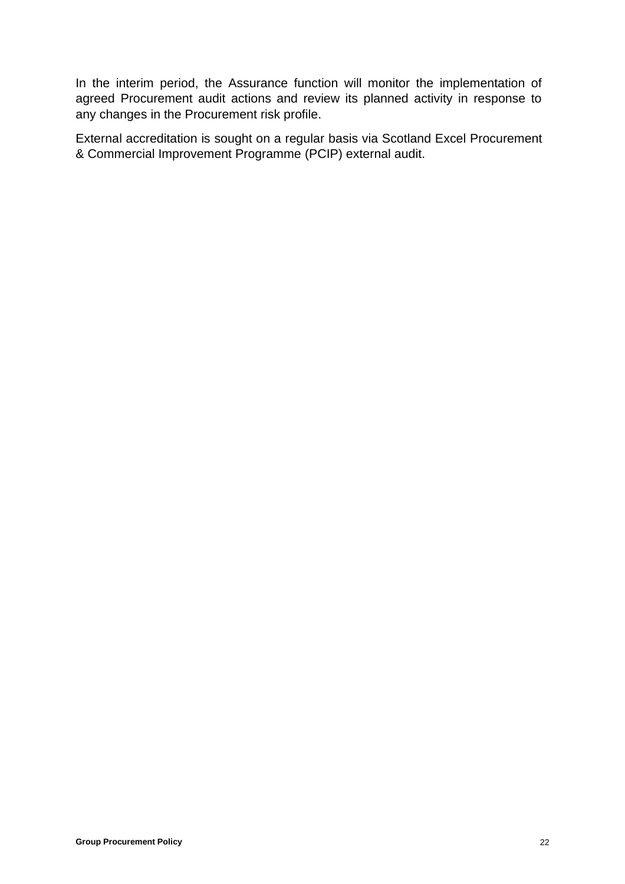In the interim period, the Assurance function will monitor the implementation of agreed Procurement audit actions and review its planned activity in response to any changes in the Procurement risk profile.

External accreditation is sought on a regular basis via Scotland Excel Procurement & Commercial Improvement Programme (PCIP) external audit.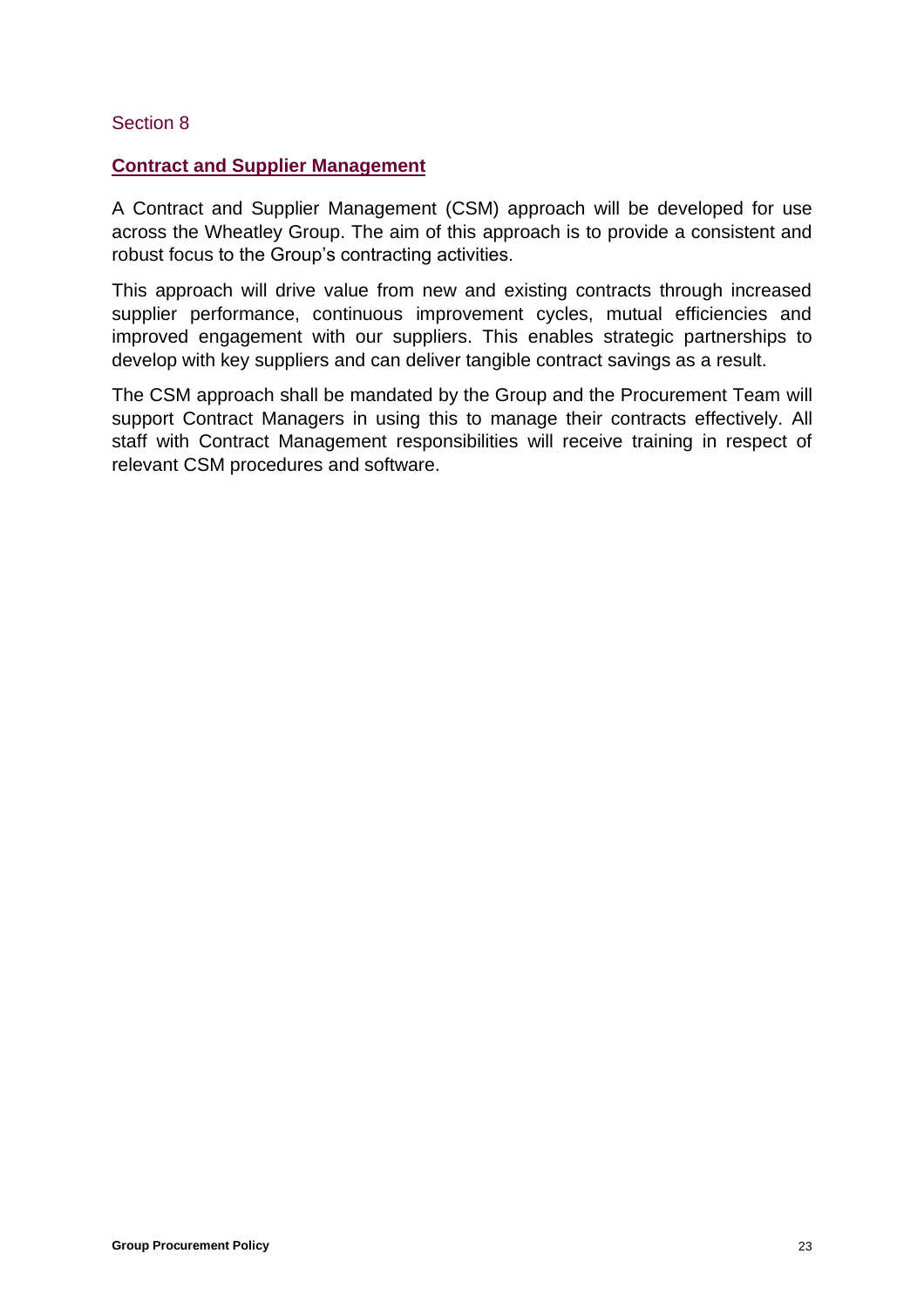Section 8

## Contract and Supplier Management

A Contract and Supplier Management (CSM) approach will be developed for use across the Wheatley Group. The aim of this approach is to provide a consistent and robust focus to the Group's contracting activities.

This approach will drive value from new and existing contracts through increased supplier performance, continuous improvement cycles, mutual efficiencies and improved engagement with our suppliers. This enables strategic partnerships to develop with key suppliers and can deliver tangible contract savings as a result.

The CSM approach shall be mandated by the Group and the Procurement Team will support Contract Managers in using this to manage their contracts effectively. All staff with Contract Management responsibilities will receive training in respect of relevant CSM procedures and software.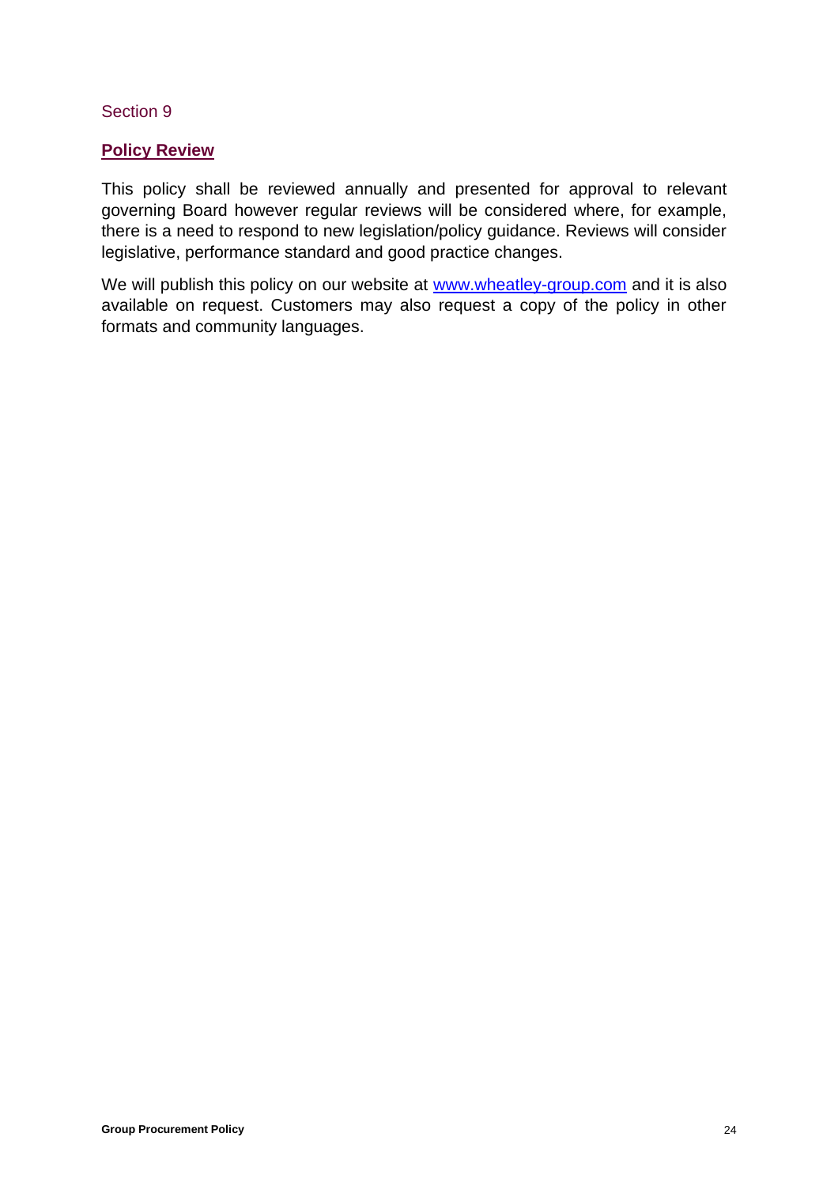Section 9

## **Policy Review**

This policy shall be reviewed annually and presented for approval to relevant governing Board however regular reviews will be considered where, for example, there is a need to respond to new legislation/policy guidance. Reviews will consider legislative, performance standard and good practice changes.

We will publish this policy on our website at [www.wheatley-group.com](http://www.wheatley-group.com) and it is also available on request. Customers may also request a copy of the policy in other formats and community languages.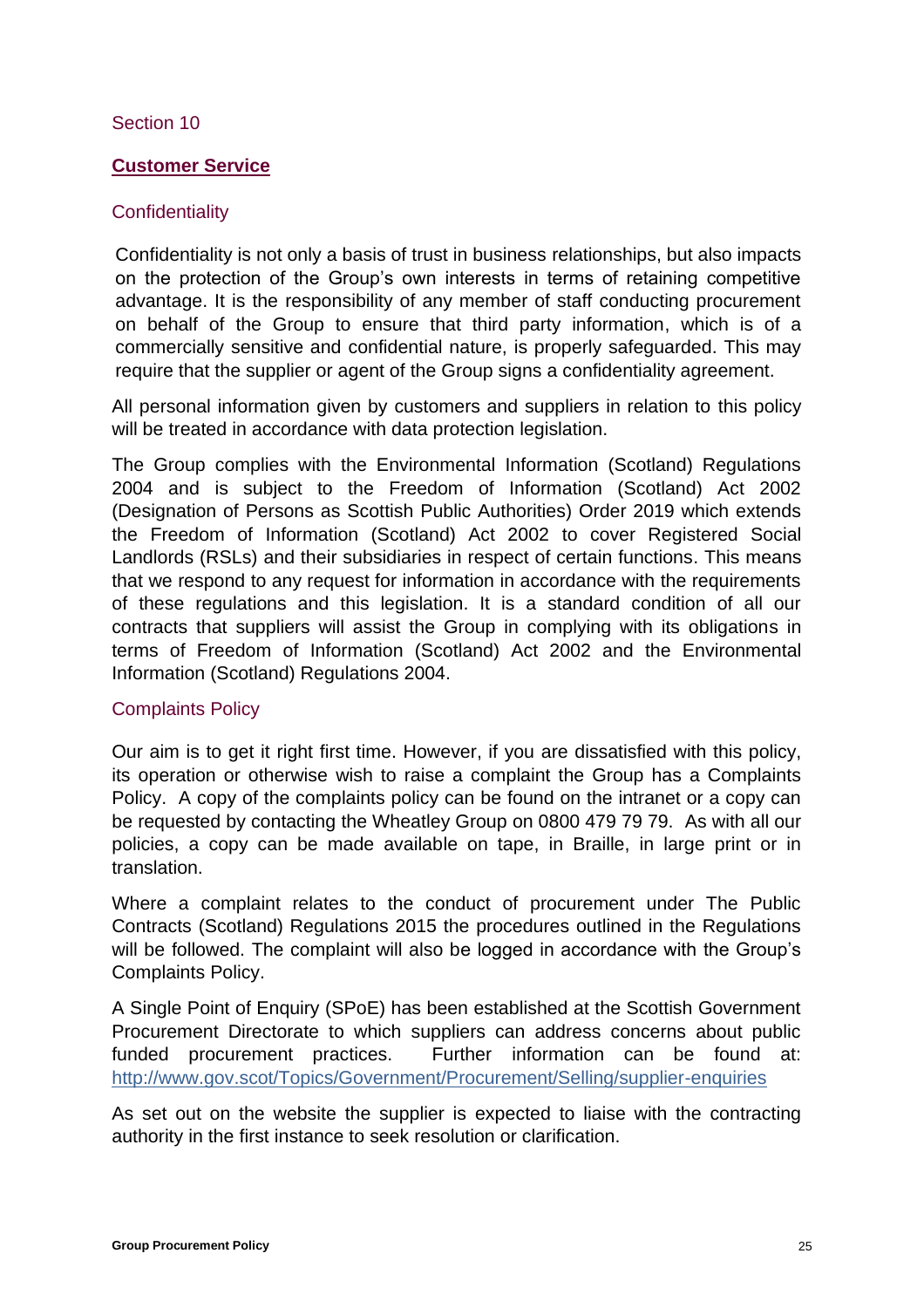Section 10

## **Customer Service**

### Confidentiality

Confidentiality is not only a basis of trust in business relationships, but also impacts on the protection of the Group's own interests in terms of retaining competitive advantage. It is the responsibility of any member of staff conducting procurement on behalf of the Group to ensure that third party information, which is of a commercially sensitive and confidential nature, is properly safeguarded. This may require that the supplier or agent of the Group signs a confidentiality agreement.

All personal information given by customers and suppliers in relation to this policy will be treated in accordance with data protection legislation.

The Group complies with the Environmental Information (Scotland) Regulations 2004 and is subject to the Freedom of Information (Scotland) Act 2002 (Designation of Persons as Scottish Public Authorities) Order 2019 which extends the Freedom of Information (Scotland) Act 2002 to cover Registered Social Landlords (RSLs) and their subsidiaries in respect of certain functions. This means that we respond to any request for information in accordance with the requirements of these regulations and this legislation. It is a standard condition of all our contracts that suppliers will assist the Group in complying with its obligations in terms of Freedom of Information (Scotland) Act 2002 and the Environmental Information (Scotland) Regulations 2004.

### Complaints Policy

Our aim is to get it right first time. However, if you are dissatisfied with this policy, its operation or otherwise wish to raise a complaint the Group has a Complaints Policy. A copy of the complaints policy can be found on the intranet or a copy can be requested by contacting the Wheatley Group on 0800 479 79 79. As with all our policies, a copy can be made available on tape, in Braille, in large print or in translation.

Where a complaint relates to the conduct of procurement under The Public Contracts (Scotland) Regulations 2015 the procedures outlined in the Regulations will be followed. The complaint will also be logged in accordance with the Group's Complaints Policy.

A Single Point of Enquiry (SPoE) has been established at the Scottish Government Procurement Directorate to which suppliers can address concerns about public funded procurement practices. Further information can be found at: http://www.gov.scot/Topics/Government/Procurement/Selling/supplier-enquiries

As set out on the website the supplier is expected to liaise with the contracting authority in the first instance to seek resolution or clarification.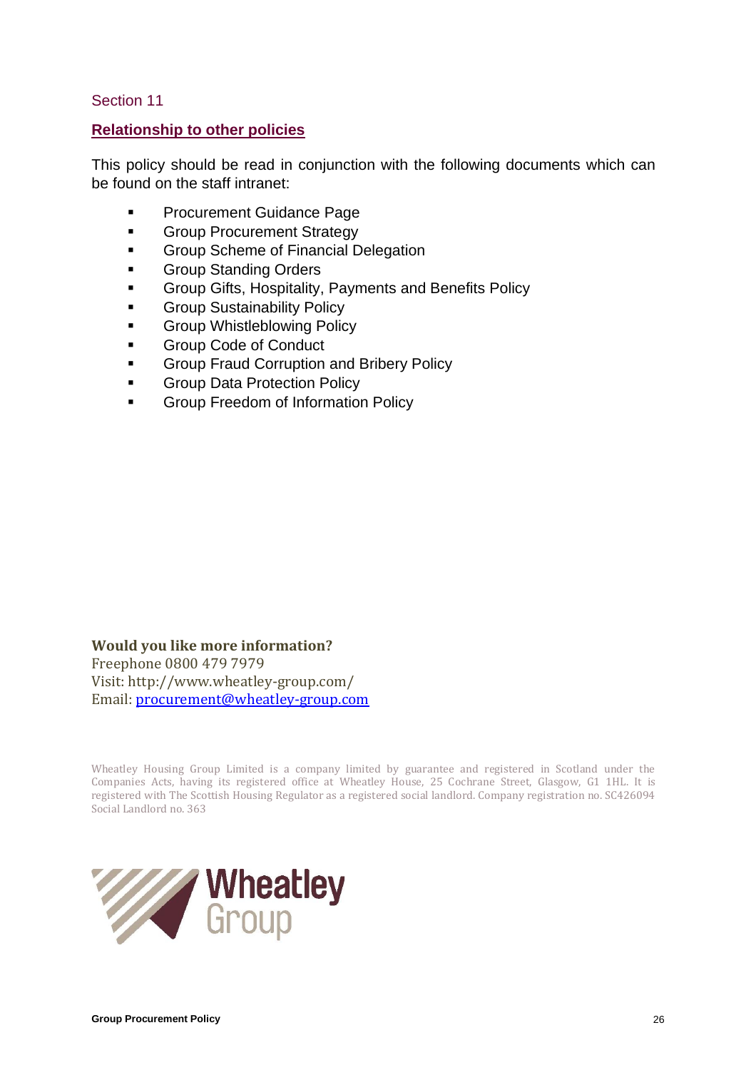Section 11

## Relationship to other policies

This policy should be read in conjunction with the following documents which can be found on the staff intranet:

- Procurement Guidance Page
- Group Procurement Strategy
- Group Scheme of Financial Delegation
- Group Standing Orders
- Group Gifts, Hospitality, Payments and Benefits Policy
- Group Sustainability Policy
- Group Whistleblowing Policy
- Group Code of Conduct
- Group Fraud Corruption and Bribery Policy
- Group Data Protection Policy
- Group Freedom of Information Policy

**Would you like more information?**
Freephone 0800 479 7979
Visit: http://www.wheatley-group.com/
Email: procurement@wheatley-group.com

Wheatley Housing Group Limited is a company limited by guarantee and registered in Scotland under the Companies Acts, having its registered office at Wheatley House, 25 Cochrane Street, Glasgow, G1 1HL. It is registered with The Scottish Housing Regulator as a registered social landlord. Company registration no. SC426094 Social Landlord no. 363

Wheatley Group